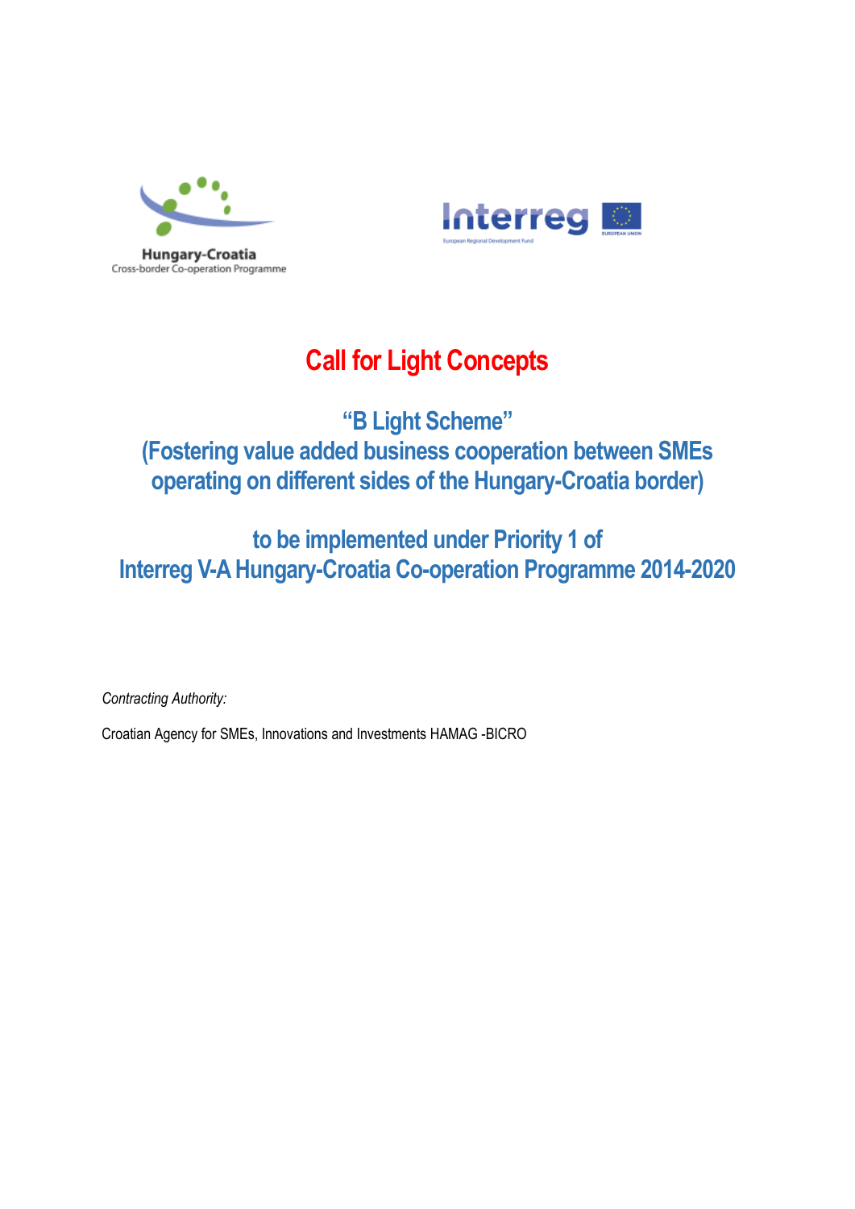Hungary-Croatia
Cross-border Co-operation Programme

Interreg
European Regional Development Fund
EUROPEAN UNION

# Call for Light Concepts

## "B Light Scheme"
## (Fostering value added business cooperation between SMEs operating on different sides of the Hungary-Croatia border)

## to be implemented under Priority 1 of Interreg V-A Hungary-Croatia Co-operation Programme 2014-2020

*Contracting Authority:*

Croatian Agency for SMEs, Innovations and Investments HAMAG -BICRO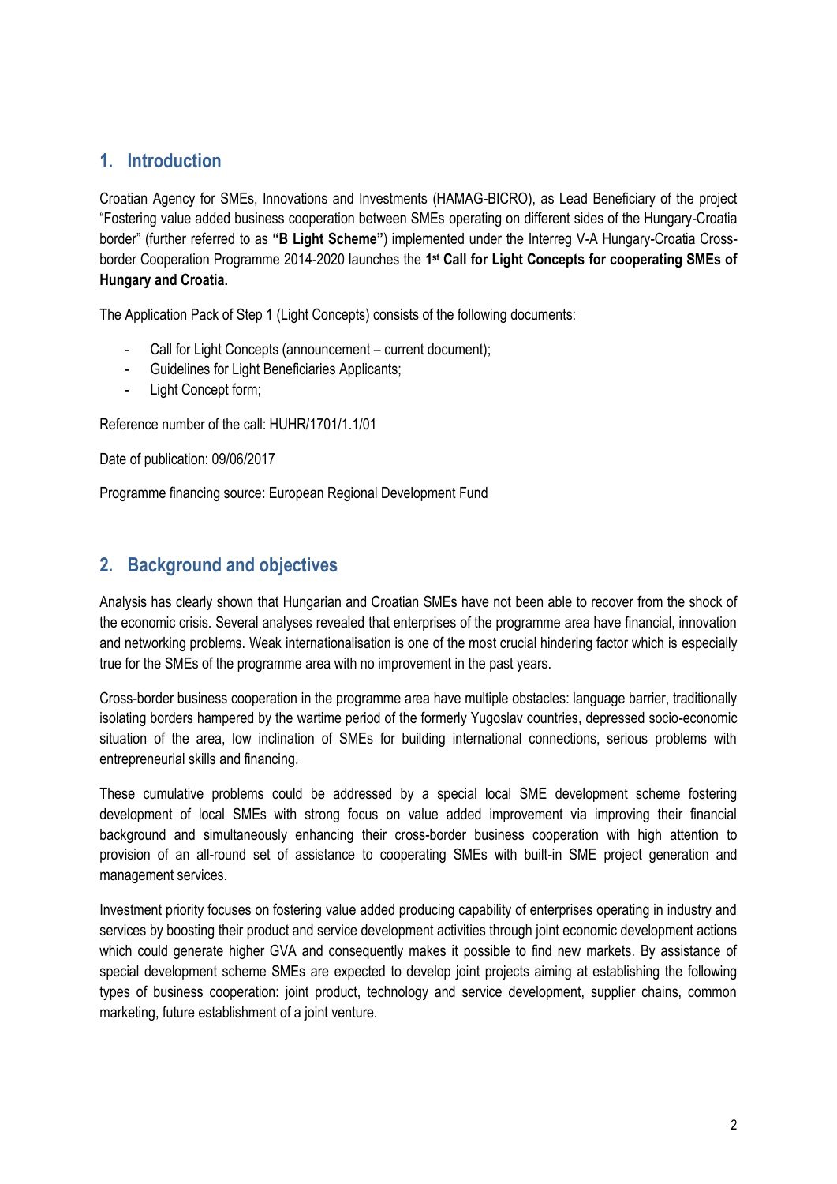## 1. Introduction

Croatian Agency for SMEs, Innovations and Investments (HAMAG-BICRO), as Lead Beneficiary of the project "Fostering value added business cooperation between SMEs operating on different sides of the Hungary-Croatia border" (further referred to as **"B Light Scheme"**) implemented under the Interreg V-A Hungary-Croatia Cross-border Cooperation Programme 2014-2020 launches the **1st Call for Light Concepts for cooperating SMEs of Hungary and Croatia.**

The Application Pack of Step 1 (Light Concepts) consists of the following documents:

- Call for Light Concepts (announcement – current document);
- Guidelines for Light Beneficiaries Applicants;
- Light Concept form;

Reference number of the call: HUHR/1701/1.1/01

Date of publication: 09/06/2017

Programme financing source: European Regional Development Fund

## 2. Background and objectives

Analysis has clearly shown that Hungarian and Croatian SMEs have not been able to recover from the shock of the economic crisis. Several analyses revealed that enterprises of the programme area have financial, innovation and networking problems. Weak internationalisation is one of the most crucial hindering factor which is especially true for the SMEs of the programme area with no improvement in the past years.

Cross-border business cooperation in the programme area have multiple obstacles: language barrier, traditionally isolating borders hampered by the wartime period of the formerly Yugoslav countries, depressed socio-economic situation of the area, low inclination of SMEs for building international connections, serious problems with entrepreneurial skills and financing.

These cumulative problems could be addressed by a special local SME development scheme fostering development of local SMEs with strong focus on value added improvement via improving their financial background and simultaneously enhancing their cross-border business cooperation with high attention to provision of an all-round set of assistance to cooperating SMEs with built-in SME project generation and management services.

Investment priority focuses on fostering value added producing capability of enterprises operating in industry and services by boosting their product and service development activities through joint economic development actions which could generate higher GVA and consequently makes it possible to find new markets. By assistance of special development scheme SMEs are expected to develop joint projects aiming at establishing the following types of business cooperation: joint product, technology and service development, supplier chains, common marketing, future establishment of a joint venture.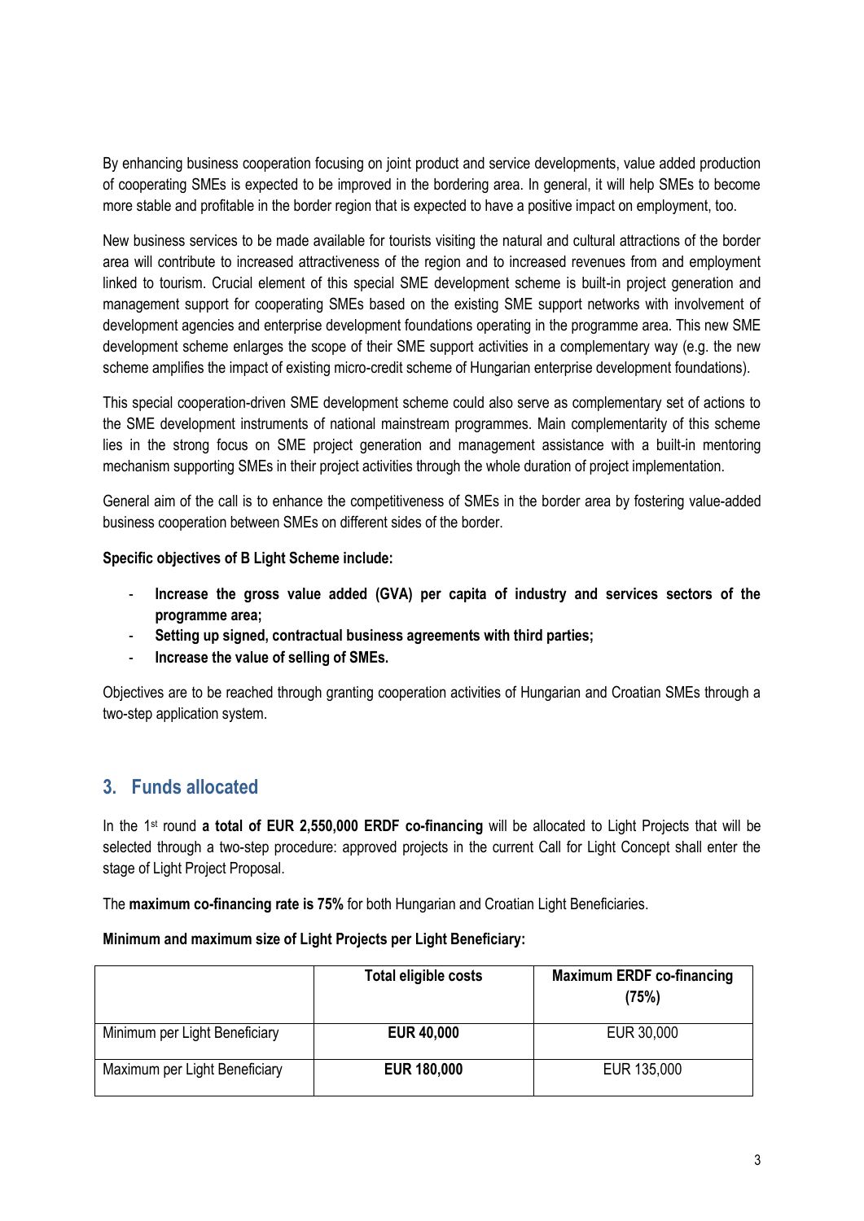By enhancing business cooperation focusing on joint product and service developments, value added production of cooperating SMEs is expected to be improved in the bordering area. In general, it will help SMEs to become more stable and profitable in the border region that is expected to have a positive impact on employment, too.

New business services to be made available for tourists visiting the natural and cultural attractions of the border area will contribute to increased attractiveness of the region and to increased revenues from and employment linked to tourism. Crucial element of this special SME development scheme is built-in project generation and management support for cooperating SMEs based on the existing SME support networks with involvement of development agencies and enterprise development foundations operating in the programme area. This new SME development scheme enlarges the scope of their SME support activities in a complementary way (e.g. the new scheme amplifies the impact of existing micro-credit scheme of Hungarian enterprise development foundations).

This special cooperation-driven SME development scheme could also serve as complementary set of actions to the SME development instruments of national mainstream programmes. Main complementarity of this scheme lies in the strong focus on SME project generation and management assistance with a built-in mentoring mechanism supporting SMEs in their project activities through the whole duration of project implementation.

General aim of the call is to enhance the competitiveness of SMEs in the border area by fostering value-added business cooperation between SMEs on different sides of the border.

**Specific objectives of B Light Scheme include:**

- **Increase the gross value added (GVA) per capita of industry and services sectors of the programme area;**
- **Setting up signed, contractual business agreements with third parties;**
- **Increase the value of selling of SMEs.**

Objectives are to be reached through granting cooperation activities of Hungarian and Croatian SMEs through a two-step application system.

## 3. Funds allocated

In the 1st round **a total of EUR 2,550,000 ERDF co-financing** will be allocated to Light Projects that will be selected through a two-step procedure: approved projects in the current Call for Light Concept shall enter the stage of Light Project Proposal.

The **maximum co-financing rate is 75%** for both Hungarian and Croatian Light Beneficiaries.

**Minimum and maximum size of Light Projects per Light Beneficiary:**

| | Total eligible costs | Maximum ERDF co-financing (75%) |
|---|---|---|
| Minimum per Light Beneficiary | **EUR 40,000** | EUR 30,000 |
| Maximum per Light Beneficiary | **EUR 180,000** | EUR 135,000 |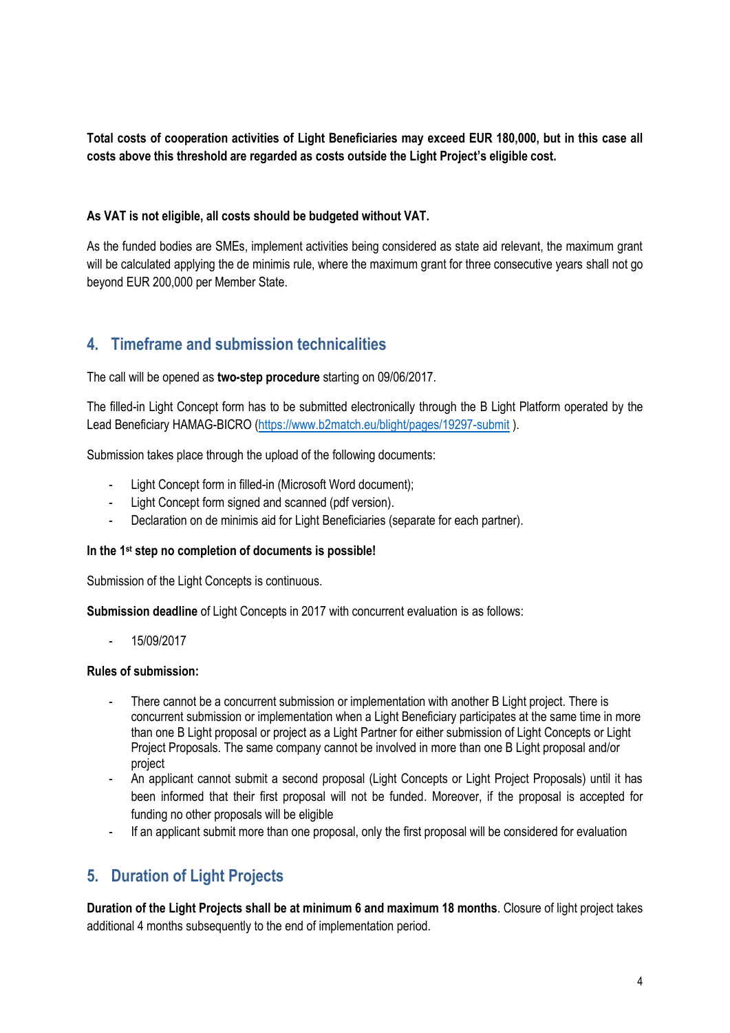**Total costs of cooperation activities of Light Beneficiaries may exceed EUR 180,000, but in this case all costs above this threshold are regarded as costs outside the Light Project's eligible cost.**

**As VAT is not eligible, all costs should be budgeted without VAT.**

As the funded bodies are SMEs, implement activities being considered as state aid relevant, the maximum grant will be calculated applying the de minimis rule, where the maximum grant for three consecutive years shall not go beyond EUR 200,000 per Member State.

## 4. Timeframe and submission technicalities

The call will be opened as **two-step procedure** starting on 09/06/2017.

The filled-in Light Concept form has to be submitted electronically through the B Light Platform operated by the Lead Beneficiary HAMAG-BICRO (https://www.b2match.eu/blight/pages/19297-submit ).

Submission takes place through the upload of the following documents:

- Light Concept form in filled-in (Microsoft Word document);
- Light Concept form signed and scanned (pdf version).
- Declaration on de minimis aid for Light Beneficiaries (separate for each partner).

**In the 1st step no completion of documents is possible!**

Submission of the Light Concepts is continuous.

**Submission deadline** of Light Concepts in 2017 with concurrent evaluation is as follows:

- 15/09/2017

**Rules of submission:**

- There cannot be a concurrent submission or implementation with another B Light project. There is concurrent submission or implementation when a Light Beneficiary participates at the same time in more than one B Light proposal or project as a Light Partner for either submission of Light Concepts or Light Project Proposals. The same company cannot be involved in more than one B Light proposal and/or project
- An applicant cannot submit a second proposal (Light Concepts or Light Project Proposals) until it has been informed that their first proposal will not be funded. Moreover, if the proposal is accepted for funding no other proposals will be eligible
- If an applicant submit more than one proposal, only the first proposal will be considered for evaluation

## 5. Duration of Light Projects

**Duration of the Light Projects shall be at minimum 6 and maximum 18 months**. Closure of light project takes additional 4 months subsequently to the end of implementation period.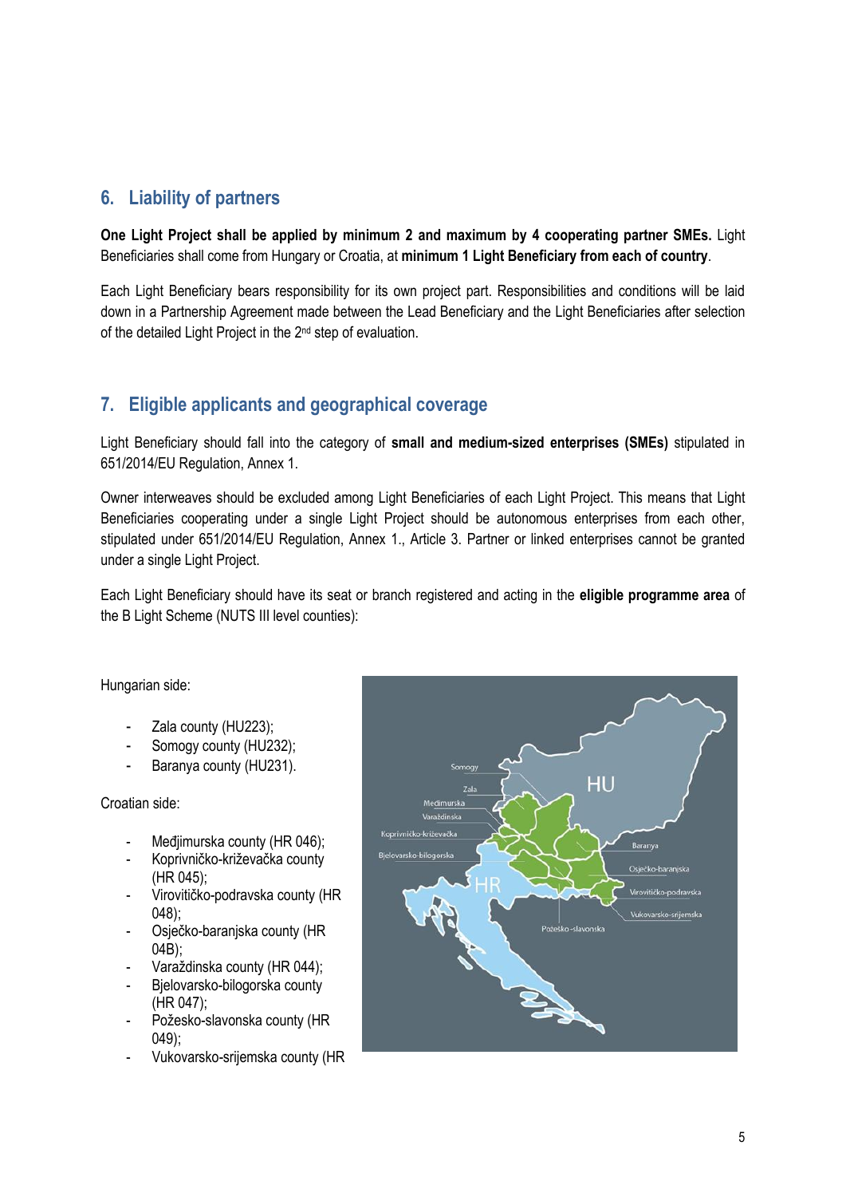## 6. Liability of partners

**One Light Project shall be applied by minimum 2 and maximum by 4 cooperating partner SMEs.** Light Beneficiaries shall come from Hungary or Croatia, at **minimum 1 Light Beneficiary from each of country**.

Each Light Beneficiary bears responsibility for its own project part. Responsibilities and conditions will be laid down in a Partnership Agreement made between the Lead Beneficiary and the Light Beneficiaries after selection of the detailed Light Project in the 2nd step of evaluation.

## 7. Eligible applicants and geographical coverage

Light Beneficiary should fall into the category of **small and medium-sized enterprises (SMEs)** stipulated in 651/2014/EU Regulation, Annex 1.

Owner interweaves should be excluded among Light Beneficiaries of each Light Project. This means that Light Beneficiaries cooperating under a single Light Project should be autonomous enterprises from each other, stipulated under 651/2014/EU Regulation, Annex 1., Article 3. Partner or linked enterprises cannot be granted under a single Light Project.

Each Light Beneficiary should have its seat or branch registered and acting in the **eligible programme area** of the B Light Scheme (NUTS III level counties):

Hungarian side:

- Zala county (HU223);
- Somogy county (HU232);
- Baranya county (HU231).

Croatian side:

- Međimurska county (HR 046);
- Koprivničko-križevačka county (HR 045);
- Virovitičko-podravska county (HR 048);
- Osječko-baranjska county (HR 04B);
- Varaždinska county (HR 044);
- Bjelovarsko-bilogorska county (HR 047);
- Požesko-slavonska county (HR 049);
- Vukovarsko-srijemska county (HR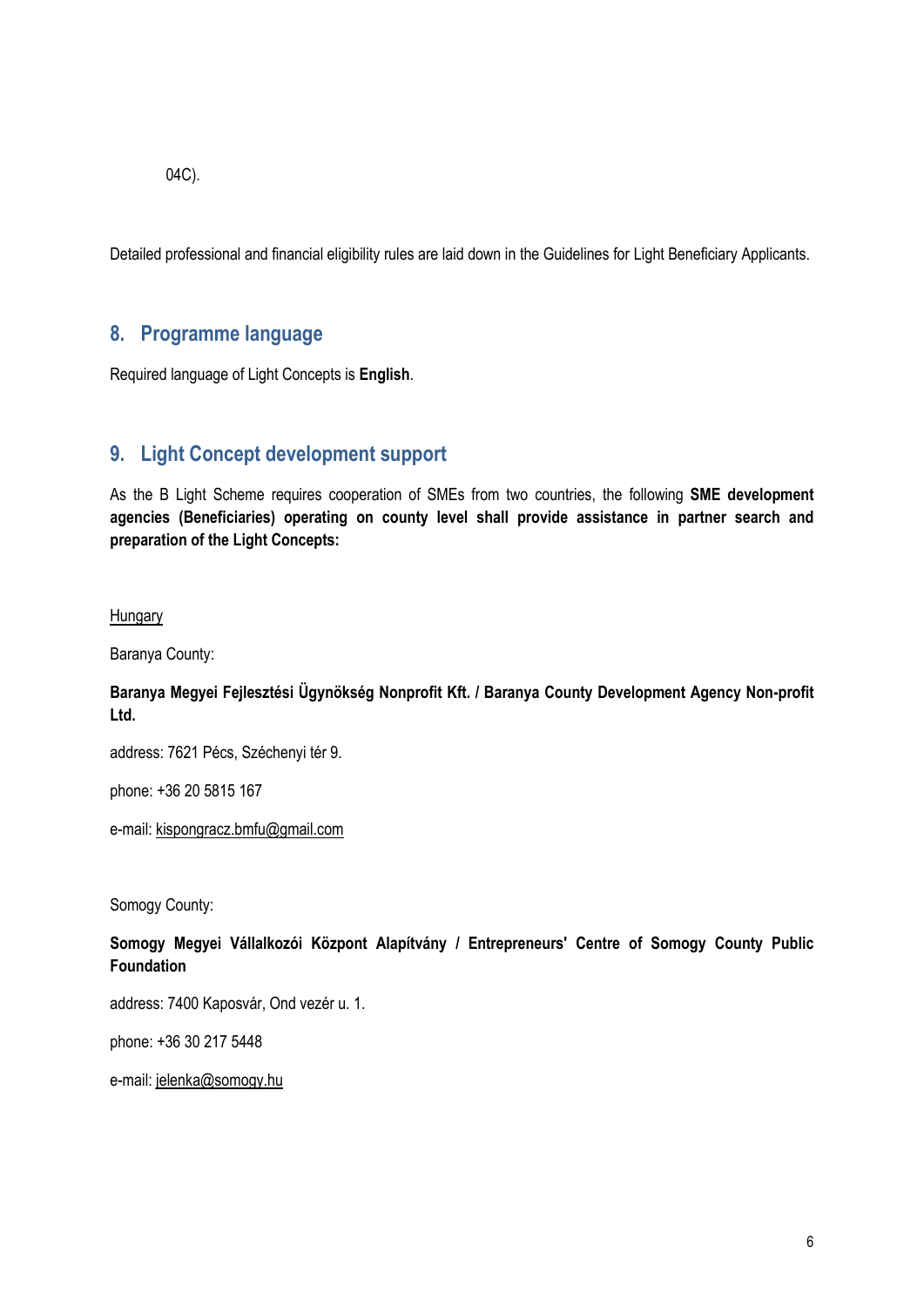04C).

Detailed professional and financial eligibility rules are laid down in the Guidelines for Light Beneficiary Applicants.

## 8. Programme language

Required language of Light Concepts is **English**.

## 9. Light Concept development support

As the B Light Scheme requires cooperation of SMEs from two countries, the following **SME development agencies (Beneficiaries) operating on county level shall provide assistance in partner search and preparation of the Light Concepts:**

Hungary

Baranya County:

**Baranya Megyei Fejlesztési Ügynökség Nonprofit Kft. / Baranya County Development Agency Non-profit Ltd.**

address: 7621 Pécs, Széchenyi tér 9.

phone: +36 20 5815 167

e-mail: kispongracz.bmfu@gmail.com

Somogy County:

**Somogy Megyei Vállalkozói Központ Alapítvány / Entrepreneurs' Centre of Somogy County Public Foundation**

address: 7400 Kaposvár, Ond vezér u. 1.

phone: +36 30 217 5448

e-mail: jelenka@somogy.hu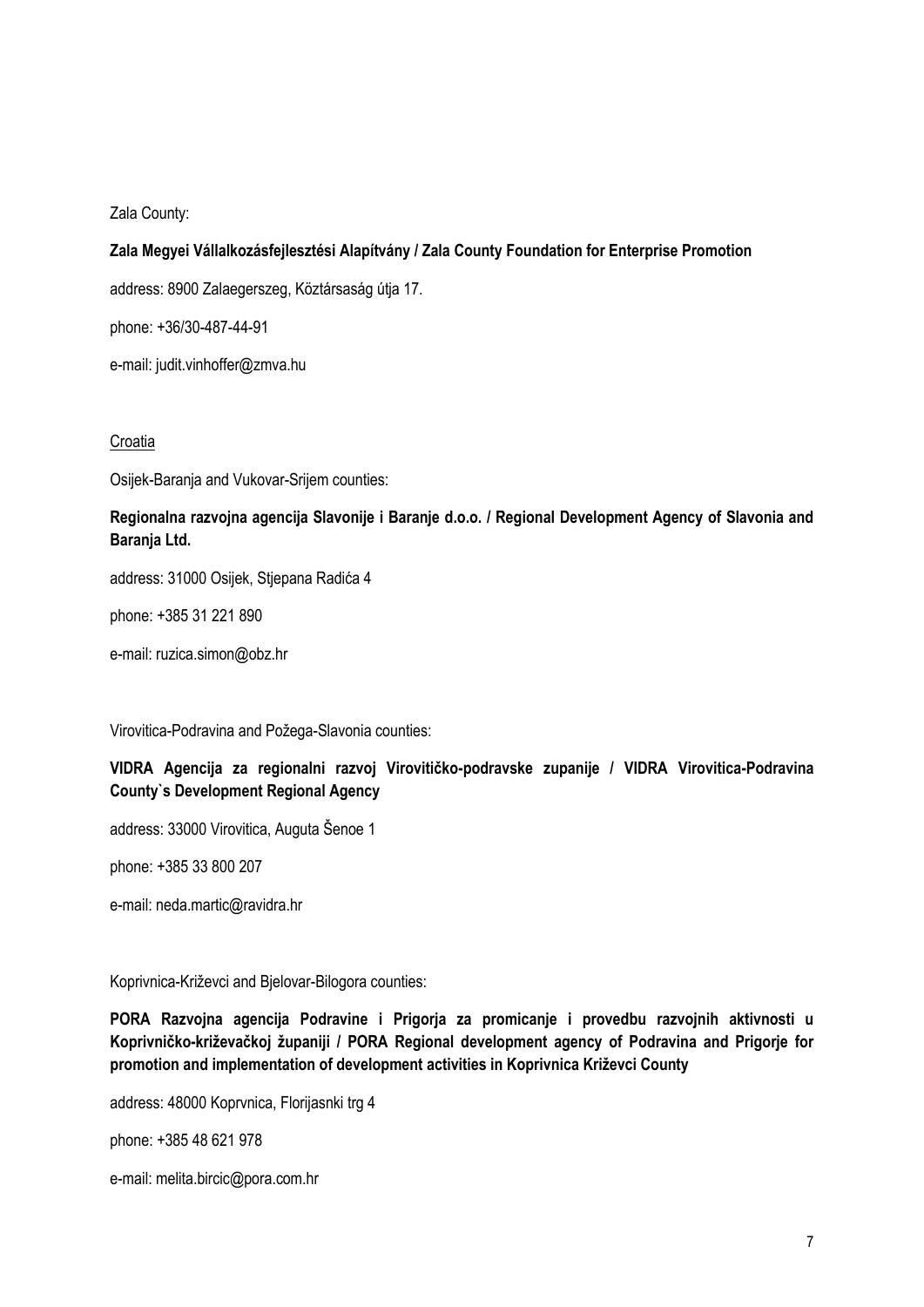Zala County:

**Zala Megyei Vállalkozásfejlesztési Alapítvány / Zala County Foundation for Enterprise Promotion**

address: 8900 Zalaegerszeg, Köztársaság útja 17.

phone: +36/30-487-44-91

e-mail: judit.vinhoffer@zmva.hu

Croatia

Osijek-Baranja and Vukovar-Srijem counties:

**Regionalna razvojna agencija Slavonije i Baranje d.o.o. / Regional Development Agency of Slavonia and Baranja Ltd.**

address: 31000 Osijek, Stjepana Radića 4

phone: +385 31 221 890

e-mail: ruzica.simon@obz.hr

Virovitica-Podravina and Požega-Slavonia counties:

**VIDRA Agencija za regionalni razvoj Virovitičko-podravske zupanije / VIDRA Virovitica-Podravina County`s Development Regional Agency**

address: 33000 Virovitica, Auguta Šenoe 1

phone: +385 33 800 207

e-mail: neda.martic@ravidra.hr

Koprivnica-Križevci and Bjelovar-Bilogora counties:

**PORA Razvojna agencija Podravine i Prigorja za promicanje i provedbu razvojnih aktivnosti u Koprivničko-križevačkoj županiji / PORA Regional development agency of Podravina and Prigorje for promotion and implementation of development activities in Koprivnica Križevci County**

address: 48000 Koprvnica, Florijasnki trg 4

phone: +385 48 621 978

e-mail: melita.bircic@pora.com.hr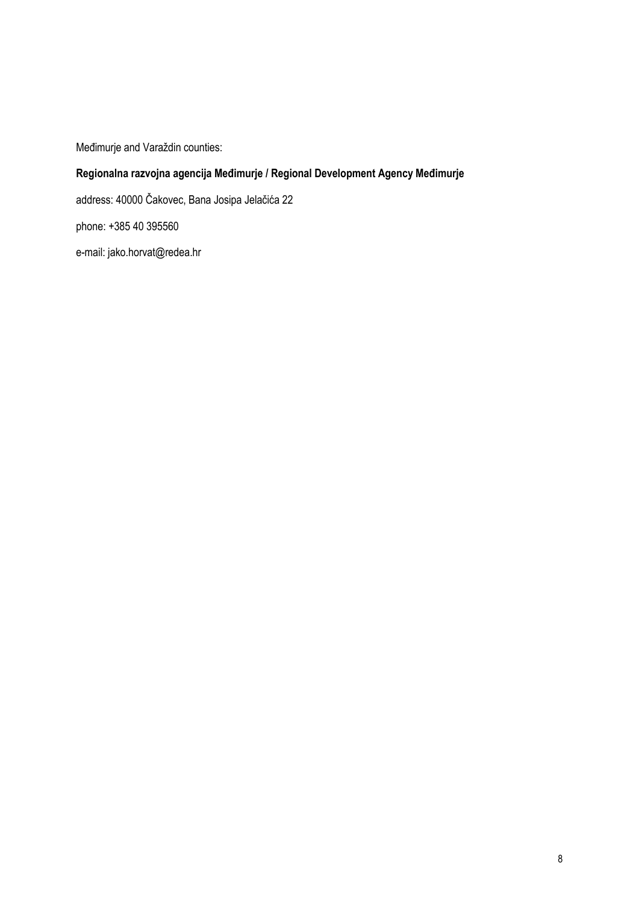Međimurje and Varaždin counties:

**Regionalna razvojna agencija Međimurje / Regional Development Agency Međimurje**

address: 40000 Čakovec, Bana Josipa Jelačića 22

phone: +385 40 395560

e-mail: jako.horvat@redea.hr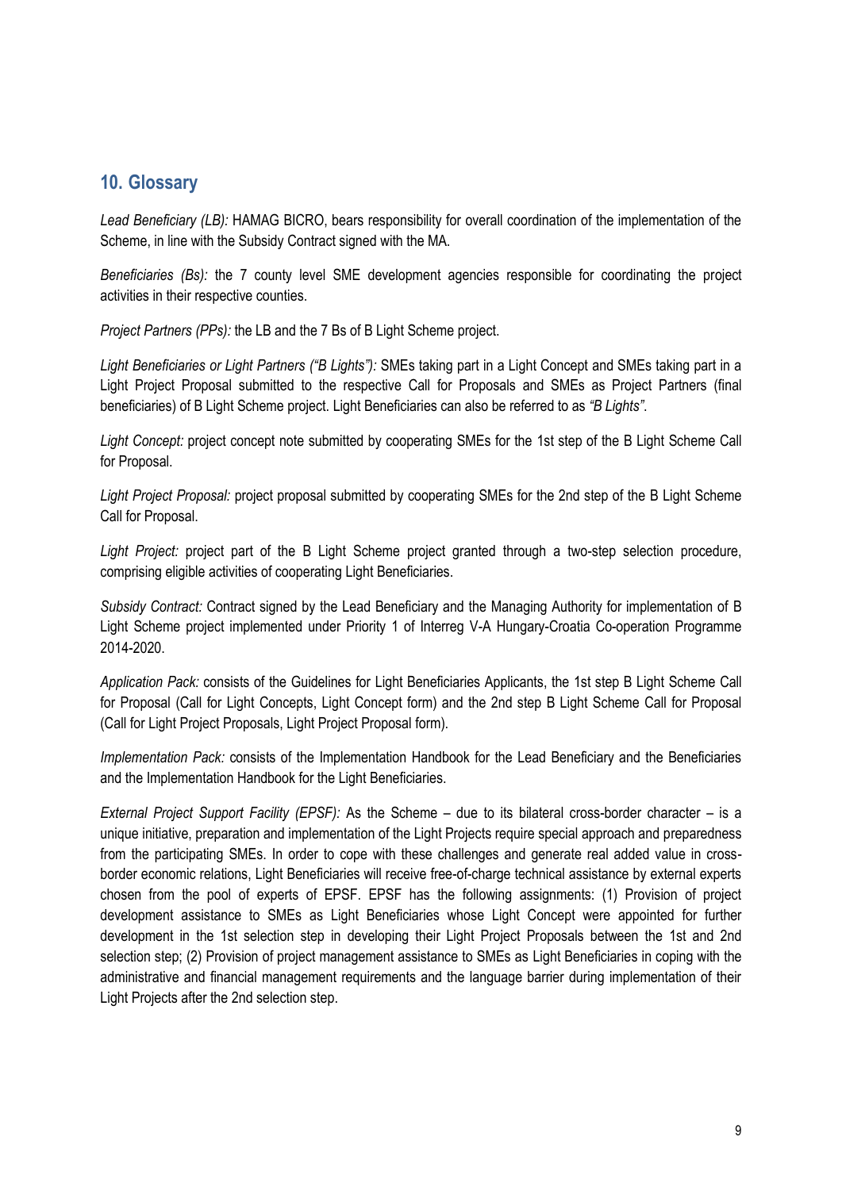## 10. Glossary

*Lead Beneficiary (LB):* HAMAG BICRO, bears responsibility for overall coordination of the implementation of the Scheme, in line with the Subsidy Contract signed with the MA.

*Beneficiaries (Bs):* the 7 county level SME development agencies responsible for coordinating the project activities in their respective counties.

*Project Partners (PPs):* the LB and the 7 Bs of B Light Scheme project.

*Light Beneficiaries or Light Partners ("B Lights"):* SMEs taking part in a Light Concept and SMEs taking part in a Light Project Proposal submitted to the respective Call for Proposals and SMEs as Project Partners (final beneficiaries) of B Light Scheme project. Light Beneficiaries can also be referred to as *"B Lights"*.

*Light Concept:* project concept note submitted by cooperating SMEs for the 1st step of the B Light Scheme Call for Proposal.

*Light Project Proposal:* project proposal submitted by cooperating SMEs for the 2nd step of the B Light Scheme Call for Proposal.

*Light Project:* project part of the B Light Scheme project granted through a two-step selection procedure, comprising eligible activities of cooperating Light Beneficiaries.

*Subsidy Contract:* Contract signed by the Lead Beneficiary and the Managing Authority for implementation of B Light Scheme project implemented under Priority 1 of Interreg V-A Hungary-Croatia Co-operation Programme 2014-2020.

*Application Pack:* consists of the Guidelines for Light Beneficiaries Applicants, the 1st step B Light Scheme Call for Proposal (Call for Light Concepts, Light Concept form) and the 2nd step B Light Scheme Call for Proposal (Call for Light Project Proposals, Light Project Proposal form).

*Implementation Pack:* consists of the Implementation Handbook for the Lead Beneficiary and the Beneficiaries and the Implementation Handbook for the Light Beneficiaries.

*External Project Support Facility (EPSF):* As the Scheme – due to its bilateral cross-border character – is a unique initiative, preparation and implementation of the Light Projects require special approach and preparedness from the participating SMEs. In order to cope with these challenges and generate real added value in cross-border economic relations, Light Beneficiaries will receive free-of-charge technical assistance by external experts chosen from the pool of experts of EPSF. EPSF has the following assignments: (1) Provision of project development assistance to SMEs as Light Beneficiaries whose Light Concept were appointed for further development in the 1st selection step in developing their Light Project Proposals between the 1st and 2nd selection step; (2) Provision of project management assistance to SMEs as Light Beneficiaries in coping with the administrative and financial management requirements and the language barrier during implementation of their Light Projects after the 2nd selection step.